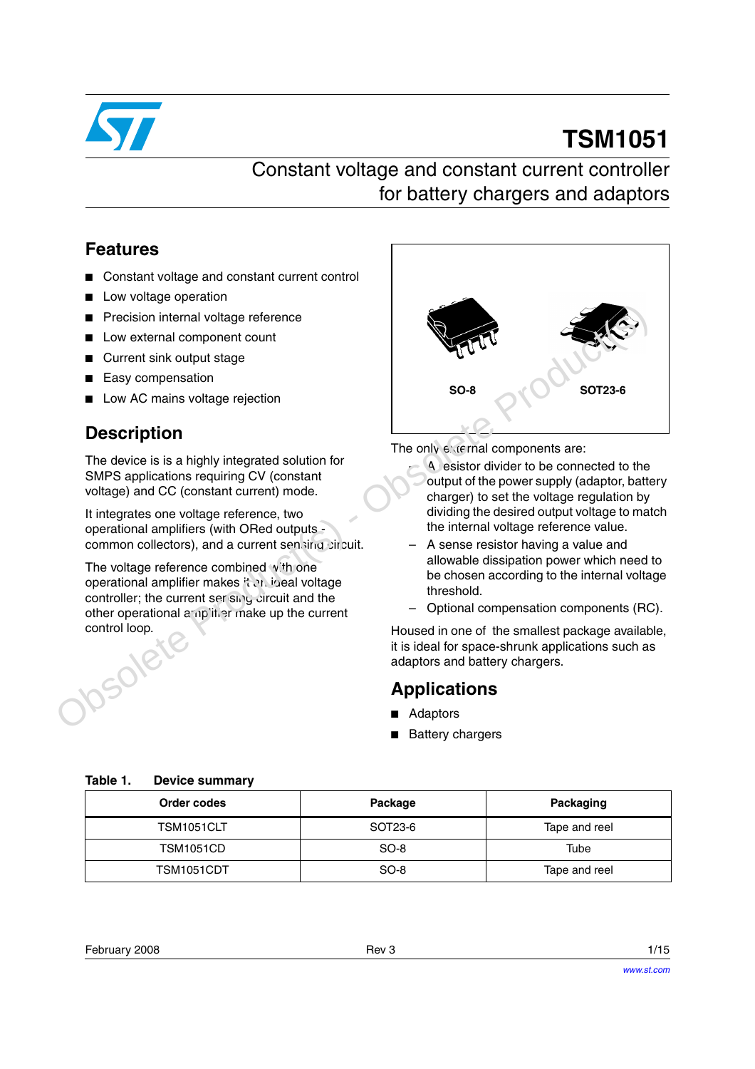# TSM1051

## Constant voltage and constant current controller for battery chargers and adaptors

## Features

- Constant voltage and constant current control
- Low voltage operation
- Precision internal voltage reference
- Low external component count
- Current sink output stage
- Easy compensation
- Low AC mains voltage rejection

## Description

The device is is a highly integrated solution for SMPS applications requiring CV (constant voltage) and CC (constant current) mode.

It integrates one voltage reference, two operational amplifiers (with ORed outputs - common collectors), and a current sensing circuit.

The voltage reference combined with one operational amplifier makes it an ideal voltage controller; the current sensing circuit and the other operational amplifier make up the current control loop.

SO-8 SOT23-6

The only external components are:

- A resistor divider to be connected to the output of the power supply (adaptor, battery charger) to set the voltage regulation by dividing the desired output voltage to match the internal voltage reference value.
- A sense resistor having a value and allowable dissipation power which need to be chosen according to the internal voltage threshold.
- Optional compensation components (RC).

Housed in one of the smallest package available, it is ideal for space-shrunk applications such as adaptors and battery chargers.

## Applications

- Adaptors
- Battery chargers

**Table 1. Device summary**

| Order codes | Package | Packaging |
|---|---|---|
| TSM1051CLT | SOT23-6 | Tape and reel |
| TSM1051CD | SO-8 | Tube |
| TSM1051CDT | SO-8 | Tape and reel |

February 2008 Rev 3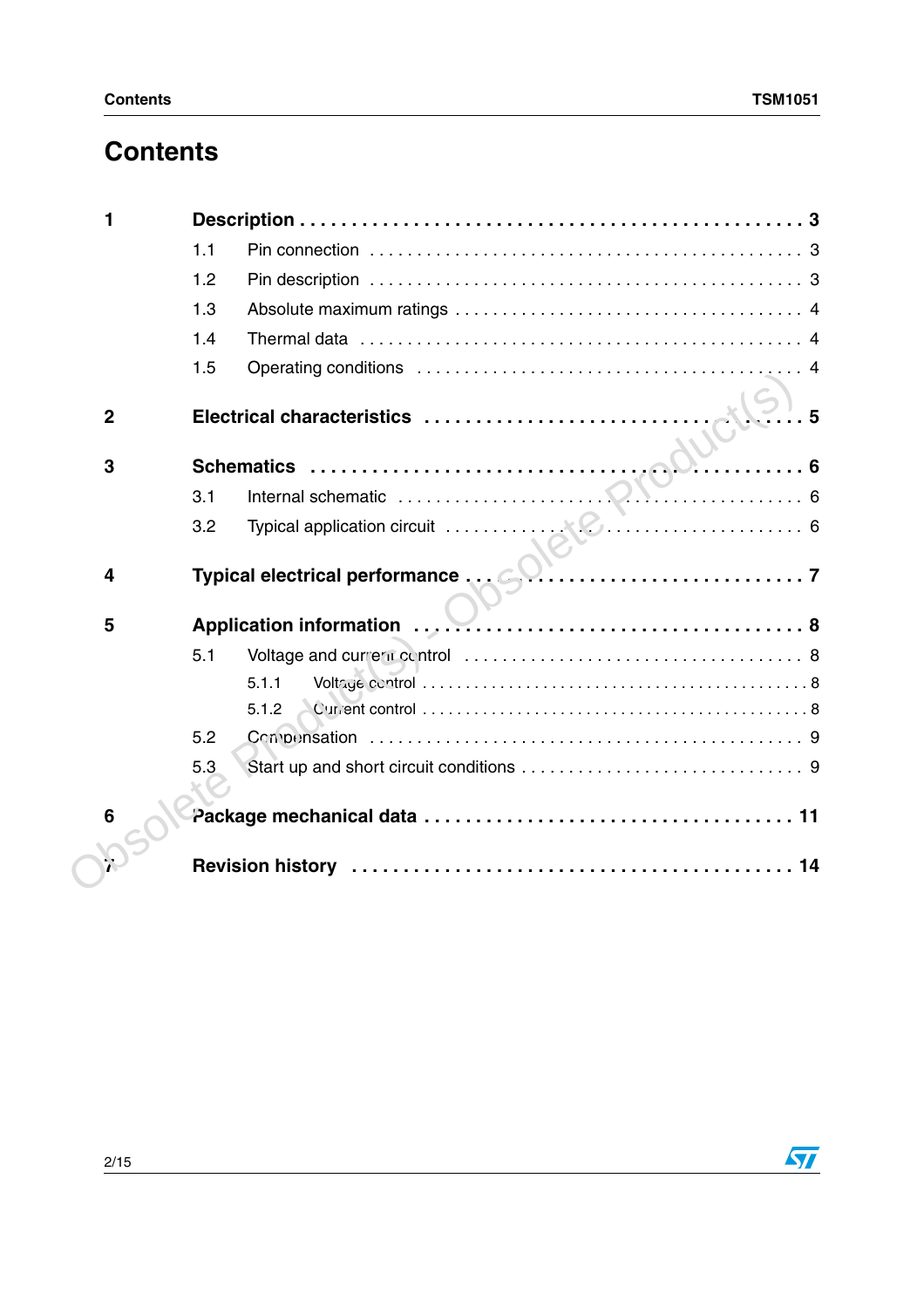# Contents

**1 Description . . . . . . . . . . . . . . . . . . . . . . . . . . . . . . . . . . . . . . . . . . . . . 3**

1.1 Pin connection . . . . . . . . . . . . . . . . . . . . . . . . . . . . . . . . . . . . . . . . . 3

1.2 Pin description . . . . . . . . . . . . . . . . . . . . . . . . . . . . . . . . . . . . . . . . . 3

1.3 Absolute maximum ratings . . . . . . . . . . . . . . . . . . . . . . . . . . . . . . . . . 4

1.4 Thermal data . . . . . . . . . . . . . . . . . . . . . . . . . . . . . . . . . . . . . . . . . . 4

1.5 Operating conditions . . . . . . . . . . . . . . . . . . . . . . . . . . . . . . . . . . . . 4

**2 Electrical characteristics . . . . . . . . . . . . . . . . . . . . . . . . . . . . . . . . 5**

**3 Schematics . . . . . . . . . . . . . . . . . . . . . . . . . . . . . . . . . . . . . . . . . . 6**

3.1 Internal schematic . . . . . . . . . . . . . . . . . . . . . . . . . . . . . . . . . . . . . . 6

3.2 Typical application circuit . . . . . . . . . . . . . . . . . . . . . . . . . . . . . . . . 6

**4 Typical electrical performance . . . . . . . . . . . . . . . . . . . . . . . . . . . . 7**

**5 Application information . . . . . . . . . . . . . . . . . . . . . . . . . . . . . . . . . 8**

5.1 Voltage and current control . . . . . . . . . . . . . . . . . . . . . . . . . . . . . . . 8

5.1.1 Voltage control . . . . . . . . . . . . . . . . . . . . . . . . . . . . . . . . . . . . . . . 8

5.1.2 Current control . . . . . . . . . . . . . . . . . . . . . . . . . . . . . . . . . . . . . . . 8

5.2 Compensation . . . . . . . . . . . . . . . . . . . . . . . . . . . . . . . . . . . . . . . . . 9

5.3 Start up and short circuit conditions . . . . . . . . . . . . . . . . . . . . . . . . . 9

**6 Package mechanical data . . . . . . . . . . . . . . . . . . . . . . . . . . . . . . . 11**

**7 Revision history . . . . . . . . . . . . . . . . . . . . . . . . . . . . . . . . . . . . . . 14**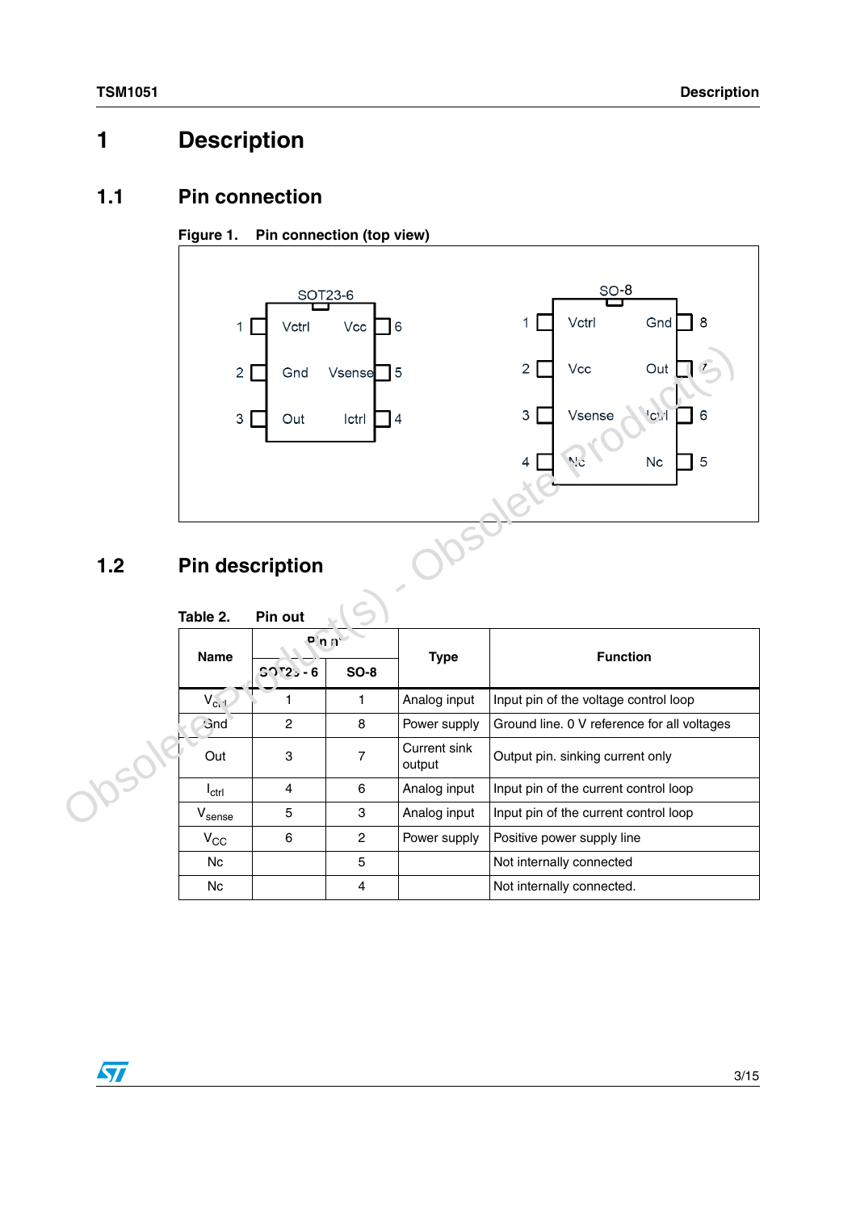# 1 Description

## 1.1 Pin connection

Figure 1. Pin connection (top view)

SOT23-6

| Pin | Name | Name | Pin |
|---|---|---|---|
| 1 | Vctrl | Vcc | 6 |
| 2 | Gnd | Vsense | 5 |
| 3 | Out | Ictrl | 4 |

SO-8

| Pin | Name | Name | Pin |
|---|---|---|---|
| 1 | Vctrl | Gnd | 8 |
| 2 | Vcc | Out | 7 |
| 3 | Vsense | Ictrl | 6 |
| 4 | Nc | Nc | 5 |

## 1.2 Pin description

Table 2. Pin out

| Name | Pin n° | | Type | Function |
|---|---|---|---|---|
| | SOT23 - 6 | SO-8 | | |
| $V_{ctrl}$ | 1 | 1 | Analog input | Input pin of the voltage control loop |
| Gnd | 2 | 8 | Power supply | Ground line. 0 V reference for all voltages |
| Out | 3 | 7 | Current sink output | Output pin. sinking current only |
| $I_{ctrl}$ | 4 | 6 | Analog input | Input pin of the current control loop |
| $V_{sense}$ | 5 | 3 | Analog input | Input pin of the current control loop |
| $V_{CC}$ | 6 | 2 | Power supply | Positive power supply line |
| Nc | | 5 | | Not internally connected |
| Nc | | 4 | | Not internally connected. |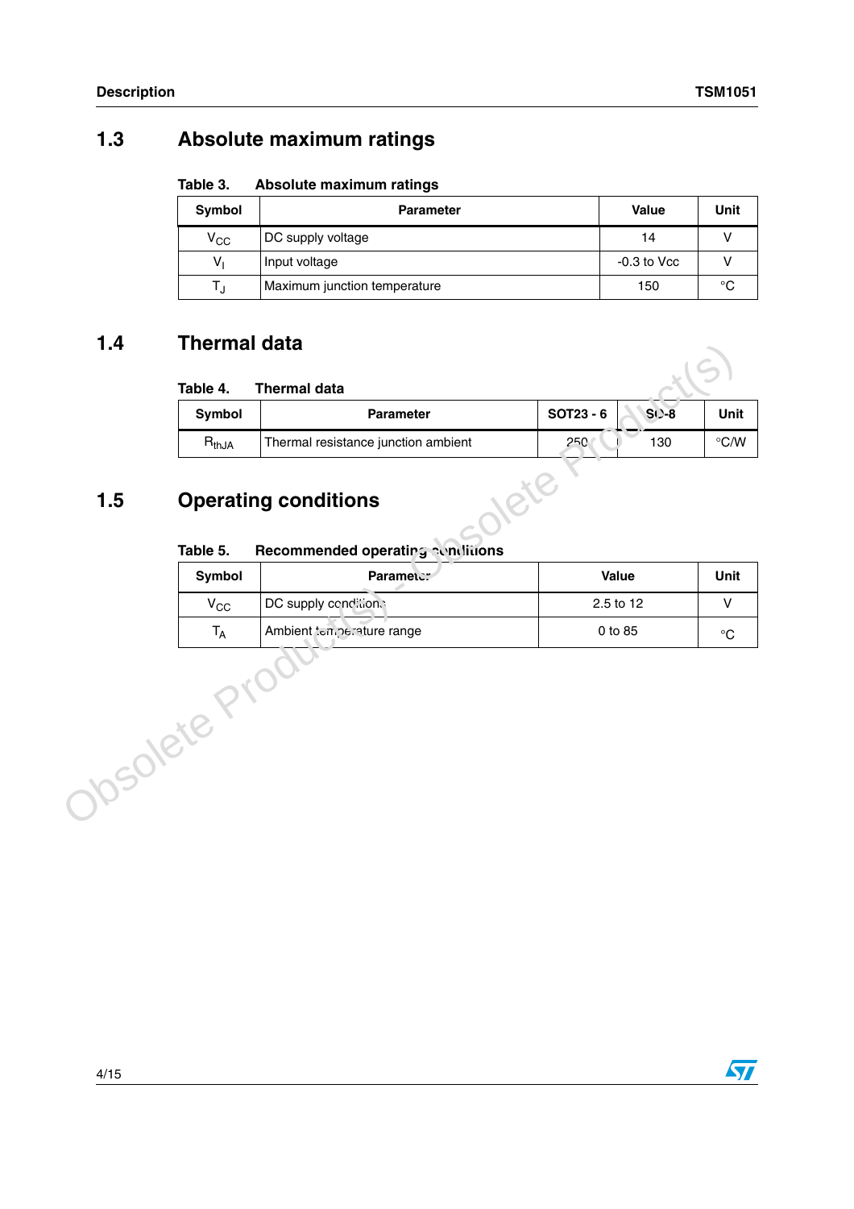## 1.3 Absolute maximum ratings

**Table 3. Absolute maximum ratings**

| Symbol | Parameter | Value | Unit |
|---|---|---|---|
| $V_{CC}$ | DC supply voltage | 14 | V |
| $V_I$ | Input voltage | -0.3 to Vcc | V |
| $T_J$ | Maximum junction temperature | 150 | °C |

## 1.4 Thermal data

**Table 4. Thermal data**

| Symbol | Parameter | SOT23 - 6 | SO-8 | Unit |
|---|---|---|---|---|
| $R_{thJA}$ | Thermal resistance junction ambient | 250 | 130 | °C/W |

## 1.5 Operating conditions

**Table 5. Recommended operating conditions**

| Symbol | Parameter | Value | Unit |
|---|---|---|---|
| $V_{CC}$ | DC supply conditions | 2.5 to 12 | V |
| $T_A$ | Ambient temperature range | 0 to 85 | °C |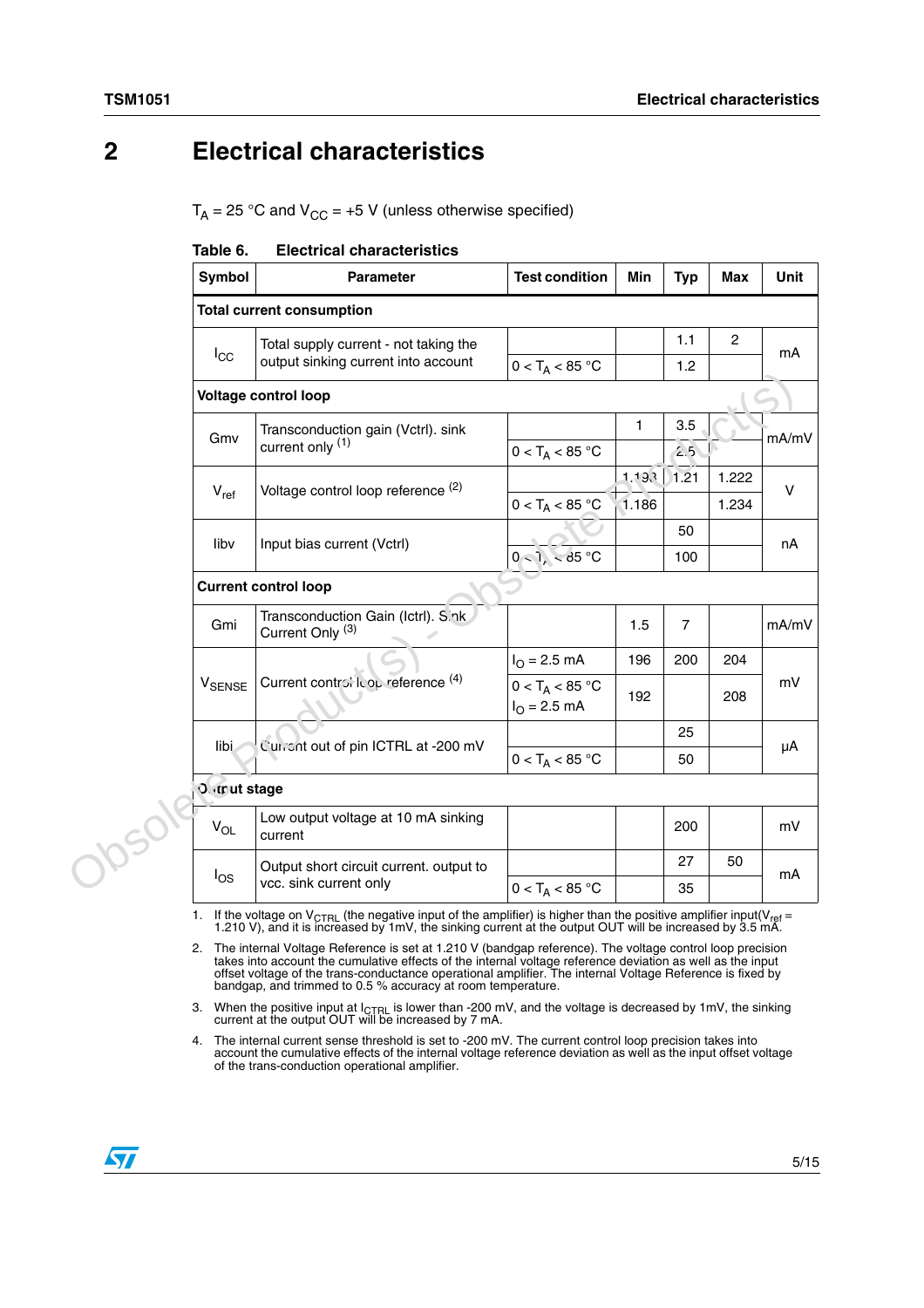# 2 Electrical characteristics

$T_A$ = 25 °C and $V_{CC}$ = +5 V (unless otherwise specified)

**Table 6. Electrical characteristics**

| Symbol | Parameter | Test condition | Min | Typ | Max | Unit |
|---|---|---|---|---|---|---|
| **Total current consumption** | | | | | | |
| $I_{CC}$ | Total supply current - not taking the output sinking current into account | | | 1.1 | 2 | mA |
| | | $0 < T_A < 85$ °C | | 1.2 | | |
| **Voltage control loop** | | | | | | |
| Gmv | Transconduction gain (Vctrl). sink current only [1] | | 1 | 3.5 | | mA/mV |
| | | $0 < T_A < 85$ °C | | 2.5 | | |
| $V_{ref}$ | Voltage control loop reference [2] | | 1.198 | 1.21 | 1.222 | V |
| | | $0 < T_A < 85$ °C | 1.186 | | 1.234 | |
| Iibv | Input bias current (Vctrl) | | | 50 | | nA |
| | | $0 < T_A < 85$ °C | | 100 | | |
| **Current control loop** | | | | | | |
| Gmi | Transconduction Gain (Ictrl). Sink Current Only [3] | | 1.5 | 7 | | mA/mV |
| $V_{SENSE}$ | Current control loop reference [4] | $I_O$ = 2.5 mA | 196 | 200 | 204 | mV |
| | | $0 < T_A < 85$ °C $I_O$ = 2.5 mA | 192 | | 208 | |
| Iibi | Current out of pin ICTRL at -200 mV | | | 25 | | µA |
| | | $0 < T_A < 85$ °C | | 50 | | |
| **Output stage** | | | | | | |
| $V_{OL}$ | Low output voltage at 10 mA sinking current | | | 200 | | mV |
| $I_{OS}$ | Output short circuit current. output to vcc. sink current only | | | 27 | 50 | mA |
| | | $0 < T_A < 85$ °C | | 35 | | |

1. If the voltage on $V_{CTRL}$ (the negative input of the amplifier) is higher than the positive amplifier input($V_{ref}$ = 1.210 V), and it is increased by 1mV, the sinking current at the output OUT will be increased by 3.5 mA.
2. The internal Voltage Reference is set at 1.210 V (bandgap reference). The voltage control loop precision takes into account the cumulative effects of the internal voltage reference deviation as well as the input offset voltage of the trans-conductance operational amplifier. The internal Voltage Reference is fixed by bandgap, and trimmed to 0.5 % accuracy at room temperature.
3. When the positive input at $I_{CTRL}$ is lower than -200 mV, and the voltage is decreased by 1mV, the sinking current at the output OUT will be increased by 7 mA.
4. The internal current sense threshold is set to -200 mV. The current control loop precision takes into account the cumulative effects of the internal voltage reference deviation as well as the input offset voltage of the trans-conduction operational amplifier.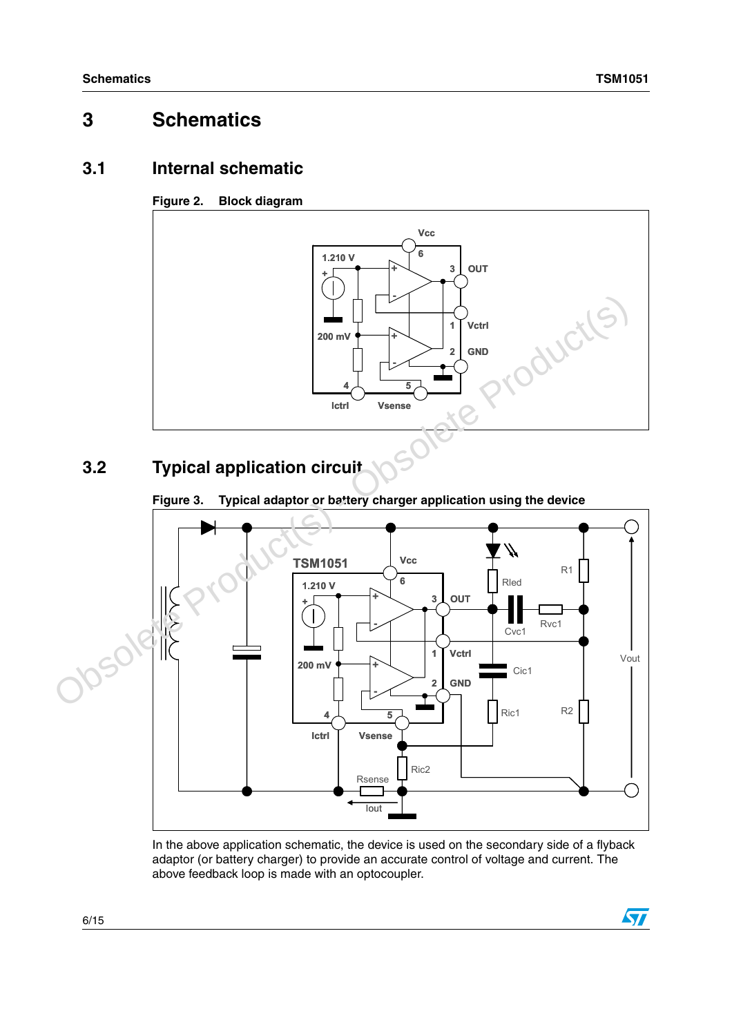# 3 Schematics

## 3.1 Internal schematic

**Figure 2. Block diagram**

## 3.2 Typical application circuit

**Figure 3. Typical adaptor or battery charger application using the device**

In the above application schematic, the device is used on the secondary side of a flyback adaptor (or battery charger) to provide an accurate control of voltage and current. The above feedback loop is made with an optocoupler.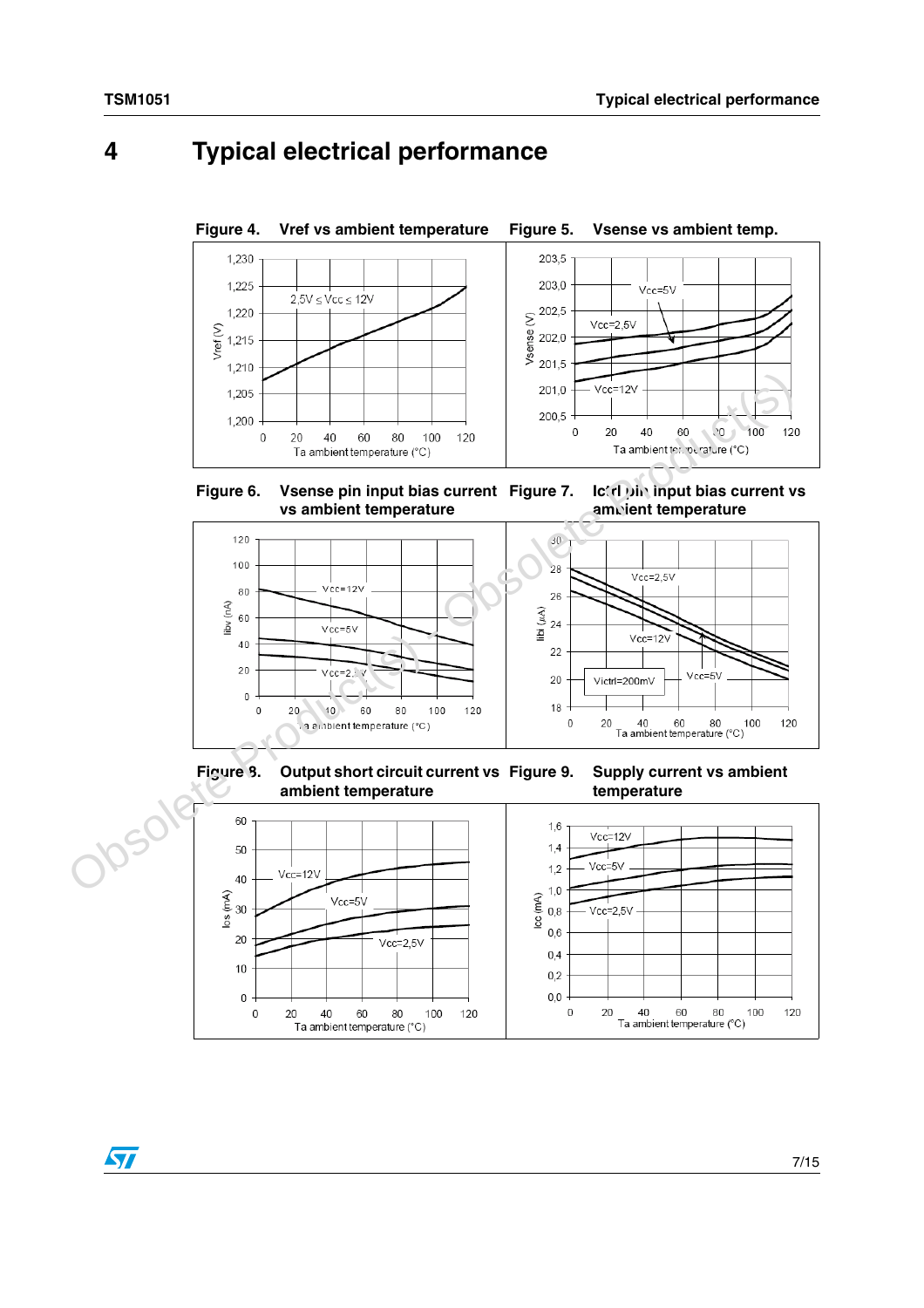# 4 Typical electrical performance

**Figure 4. Vref vs ambient temperature**

**Figure 5. Vsense vs ambient temp.**

**Figure 6. Vsense pin input bias current vs ambient temperature**

**Figure 7. Ictrl pin input bias current vs ambient temperature**

**Figure 8. Output short circuit current vs ambient temperature**

**Figure 9. Supply current vs ambient temperature**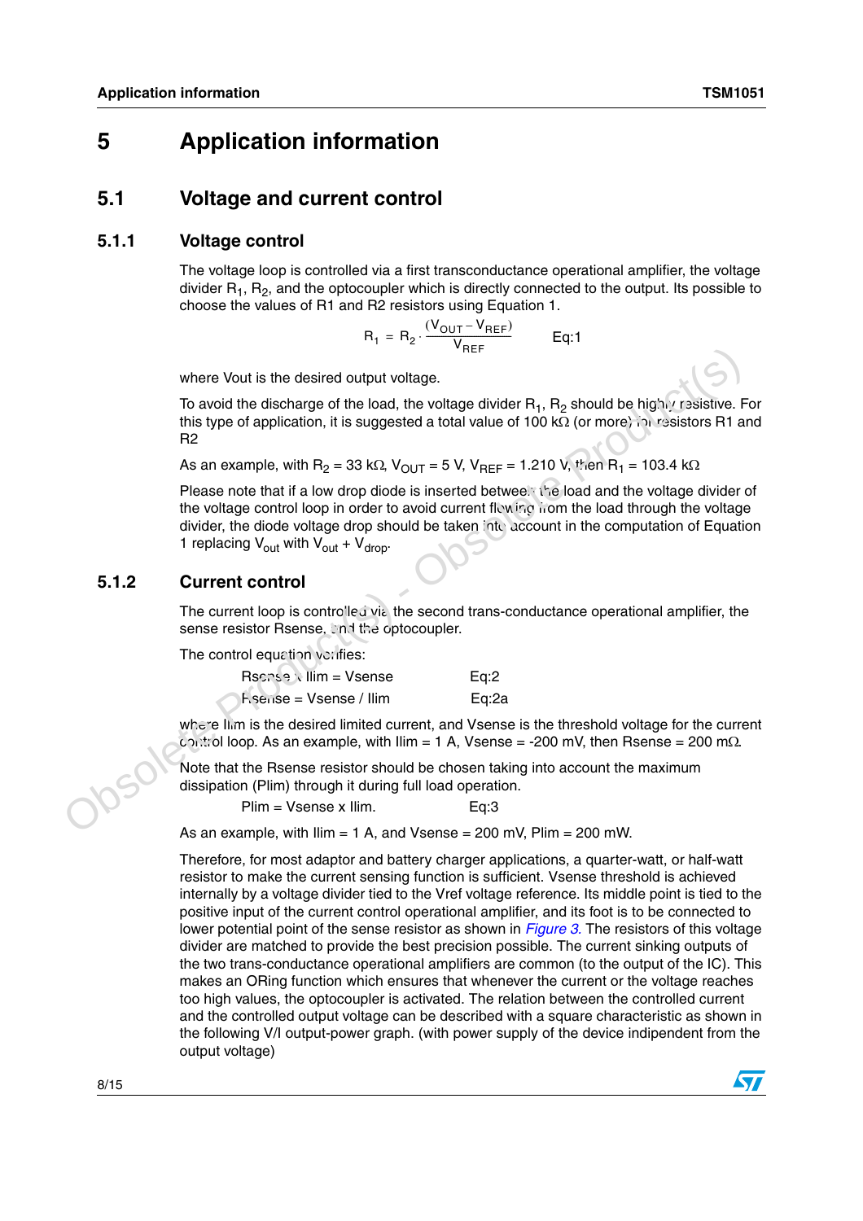# 5 Application information

## 5.1 Voltage and current control

### 5.1.1 Voltage control

The voltage loop is controlled via a first transconductance operational amplifier, the voltage divider $R_1$, $R_2$, and the optocoupler which is directly connected to the output. Its possible to choose the values of R1 and R2 resistors using Equation 1.

$$R_1 = R_2 \cdot \frac{(V_{OUT} - V_{REF})}{V_{REF}} \qquad \text{Eq:1}$$

where Vout is the desired output voltage.

To avoid the discharge of the load, the voltage divider $R_1$, $R_2$ should be highly resistive. For this type of application, it is suggested a total value of 100 kΩ (or more) for resistors R1 and R2

As an example, with $R_2$ = 33 kΩ, $V_{OUT}$ = 5 V, $V_{REF}$ = 1.210 V, then $R_1$ = 103.4 kΩ

Please note that if a low drop diode is inserted between the load and the voltage divider of the voltage control loop in order to avoid current flowing from the load through the voltage divider, the diode voltage drop should be taken into account in the computation of Equation 1 replacing $V_{out}$ with $V_{out}$ + $V_{drop}$.

### 5.1.2 Current control

The current loop is controlled via the second trans-conductance operational amplifier, the sense resistor Rsense, and the optocoupler.

The control equation verifies:

Rsense x Ilim = Vsense Eq:2

Rsense = Vsense / Ilim Eq:2a

where Ilim is the desired limited current, and Vsense is the threshold voltage for the current control loop. As an example, with Ilim = 1 A, Vsense = -200 mV, then Rsense = 200 mΩ.

Note that the Rsense resistor should be chosen taking into account the maximum dissipation (Plim) through it during full load operation.

Plim = Vsense x Ilim. Eq:3

As an example, with Ilim = 1 A, and Vsense = 200 mV, Plim = 200 mW.

Therefore, for most adaptor and battery charger applications, a quarter-watt, or half-watt resistor to make the current sensing function is sufficient. Vsense threshold is achieved internally by a voltage divider tied to the Vref voltage reference. Its middle point is tied to the positive input of the current control operational amplifier, and its foot is to be connected to lower potential point of the sense resistor as shown in *Figure 3*. The resistors of this voltage divider are matched to provide the best precision possible. The current sinking outputs of the two trans-conductance operational amplifiers are common (to the output of the IC). This makes an ORing function which ensures that whenever the current or the voltage reaches too high values, the optocoupler is activated. The relation between the controlled current and the controlled output voltage can be described with a square characteristic as shown in the following V/I output-power graph. (with power supply of the device indipendent from the output voltage)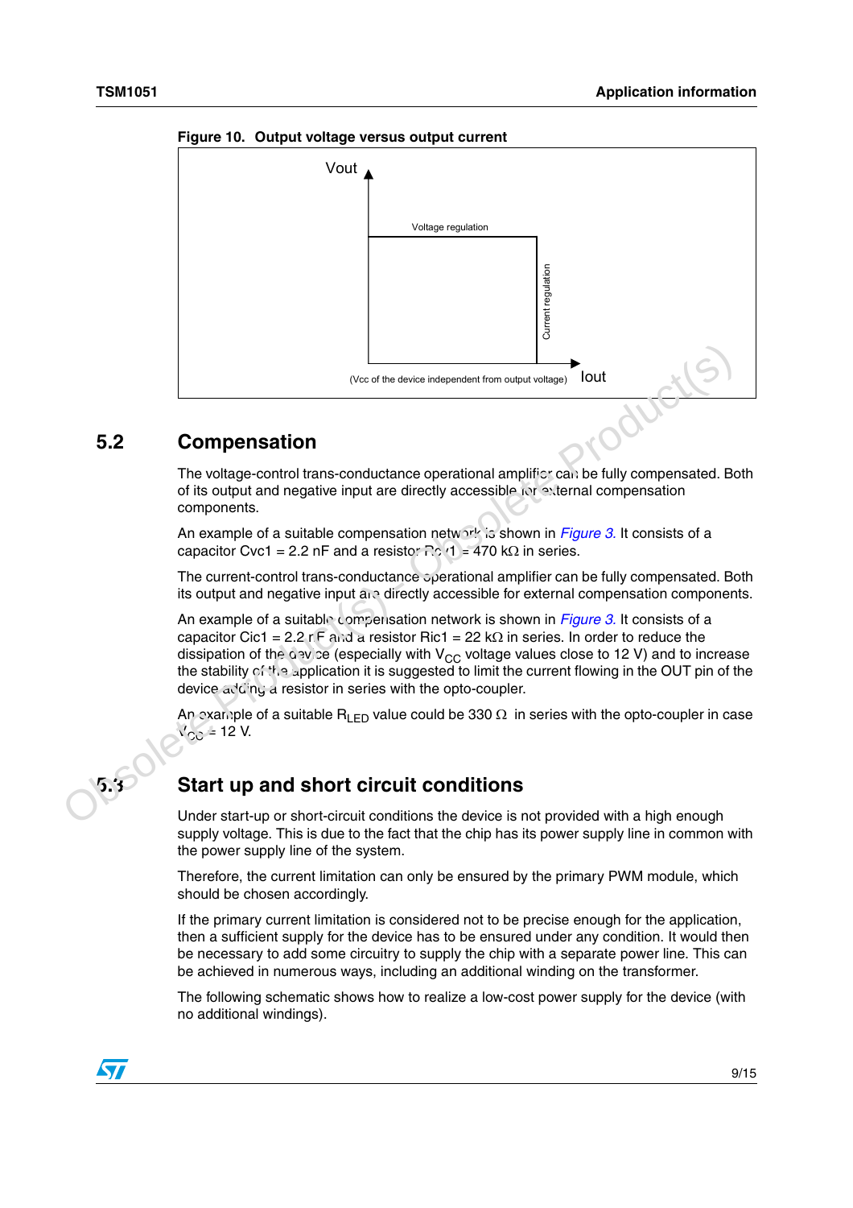**Figure 10. Output voltage versus output current**

Vout

Voltage regulation

Current regulation

(Vcc of the device independent from output voltage) Iout

## 5.2 Compensation

The voltage-control trans-conductance operational amplifier can be fully compensated. Both of its output and negative input are directly accessible for external compensation components.

An example of a suitable compensation network is shown in *Figure 3*. It consists of a capacitor Cvc1 = 2.2 nF and a resistor Rvc1 = 470 kΩ in series.

The current-control trans-conductance operational amplifier can be fully compensated. Both its output and negative input are directly accessible for external compensation components.

An example of a suitable compensation network is shown in *Figure 3*. It consists of a capacitor Cic1 = 2.2 nF and a resistor Ric1 = 22 kΩ in series. In order to reduce the dissipation of the device (especially with $V_{CC}$ voltage values close to 12 V) and to increase the stability of the application it is suggested to limit the current flowing in the OUT pin of the device adding a resistor in series with the opto-coupler.

An example of a suitable $R_{LED}$ value could be 330 Ω in series with the opto-coupler in case $V_{CC}$ = 12 V.

## 5.3 Start up and short circuit conditions

Under start-up or short-circuit conditions the device is not provided with a high enough supply voltage. This is due to the fact that the chip has its power supply line in common with the power supply line of the system.

Therefore, the current limitation can only be ensured by the primary PWM module, which should be chosen accordingly.

If the primary current limitation is considered not to be precise enough for the application, then a sufficient supply for the device has to be ensured under any condition. It would then be necessary to add some circuitry to supply the chip with a separate power line. This can be achieved in numerous ways, including an additional winding on the transformer.

The following schematic shows how to realize a low-cost power supply for the device (with no additional windings).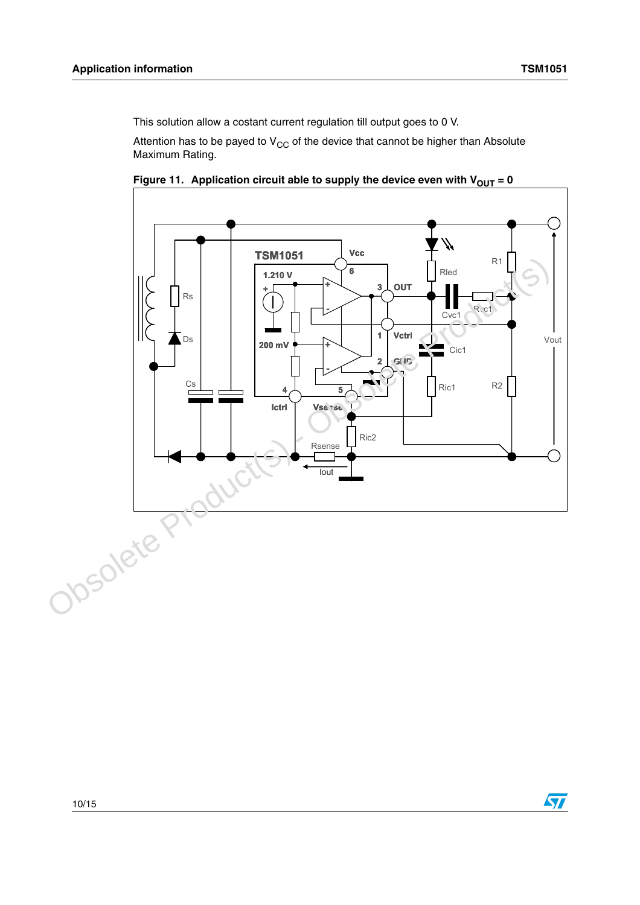This solution allow a costant current regulation till output goes to 0 V.

Attention has to be payed to $V_{CC}$ of the device that cannot be higher than Absolute Maximum Rating.

**Figure 11. Application circuit able to supply the device even with $V_{OUT}$ = 0**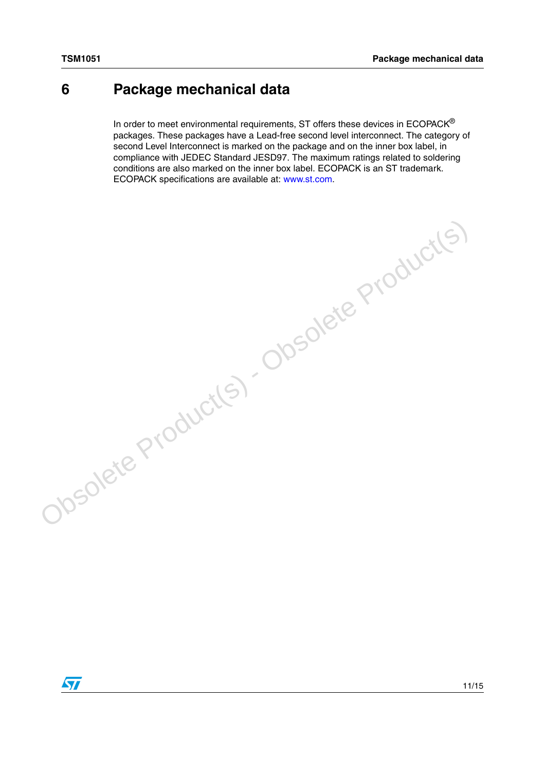# 6 Package mechanical data

In order to meet environmental requirements, ST offers these devices in ECOPACK® packages. These packages have a Lead-free second level interconnect. The category of second Level Interconnect is marked on the package and on the inner box label, in compliance with JEDEC Standard JESD97. The maximum ratings related to soldering conditions are also marked on the inner box label. ECOPACK is an ST trademark. ECOPACK specifications are available at: www.st.com.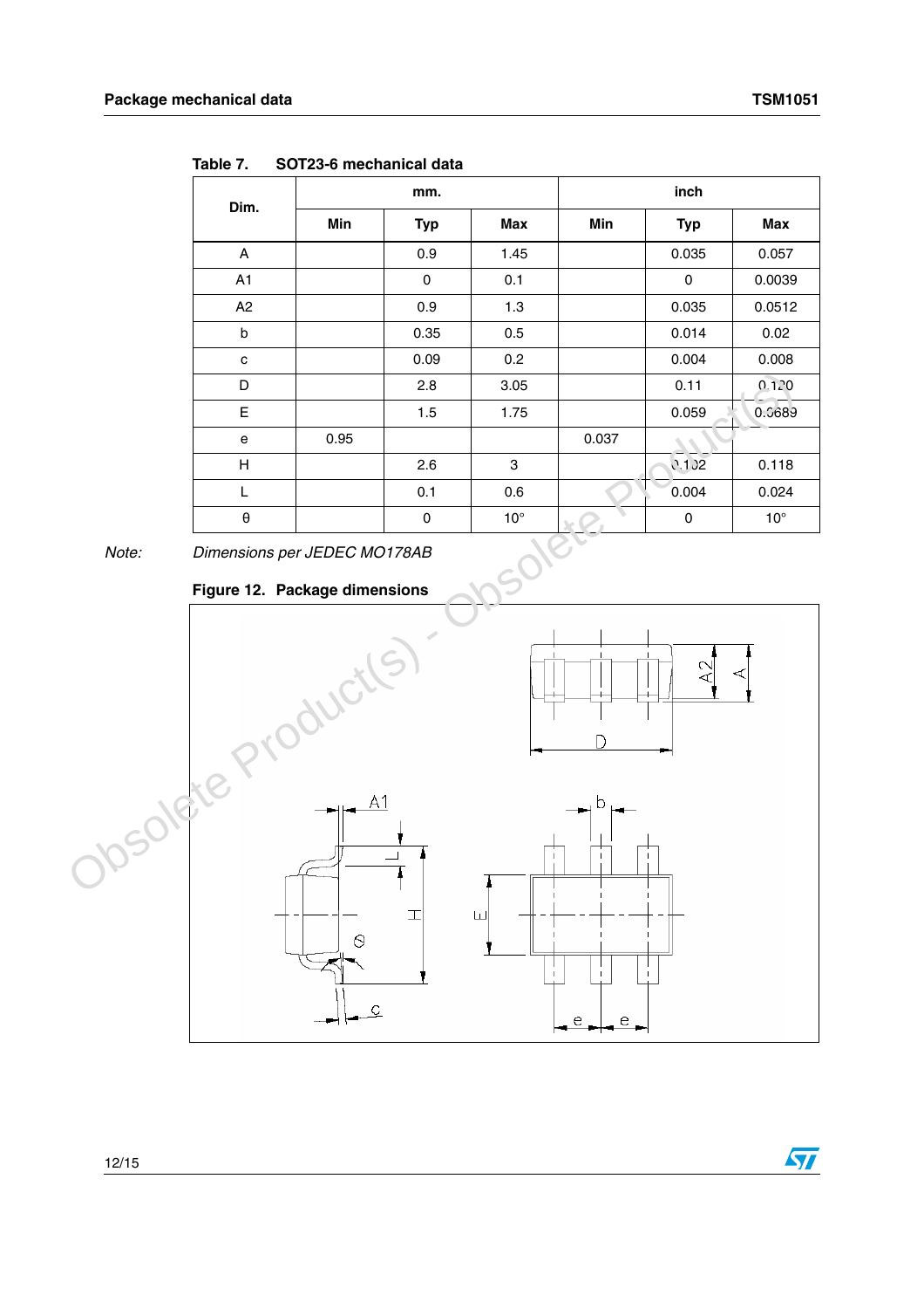**Table 7. SOT23-6 mechanical data**

| Dim. | mm. | | | inch | | |
|---|---|---|---|---|---|---|
| | Min | Typ | Max | Min | Typ | Max |
| A | | 0.9 | 1.45 | | 0.035 | 0.057 |
| A1 | | 0 | 0.1 | | 0 | 0.0039 |
| A2 | | 0.9 | 1.3 | | 0.035 | 0.0512 |
| b | | 0.35 | 0.5 | | 0.014 | 0.02 |
| c | | 0.09 | 0.2 | | 0.004 | 0.008 |
| D | | 2.8 | 3.05 | | 0.11 | 0.120 |
| E | | 1.5 | 1.75 | | 0.059 | 0.0689 |
| e | 0.95 | | | 0.037 | | |
| H | | 2.6 | 3 | | 0.102 | 0.118 |
| L | | 0.1 | 0.6 | | 0.004 | 0.024 |
| θ | | 0 | 10° | | 0 | 10° |

*Note:* *Dimensions per JEDEC MO178AB*

**Figure 12. Package dimensions**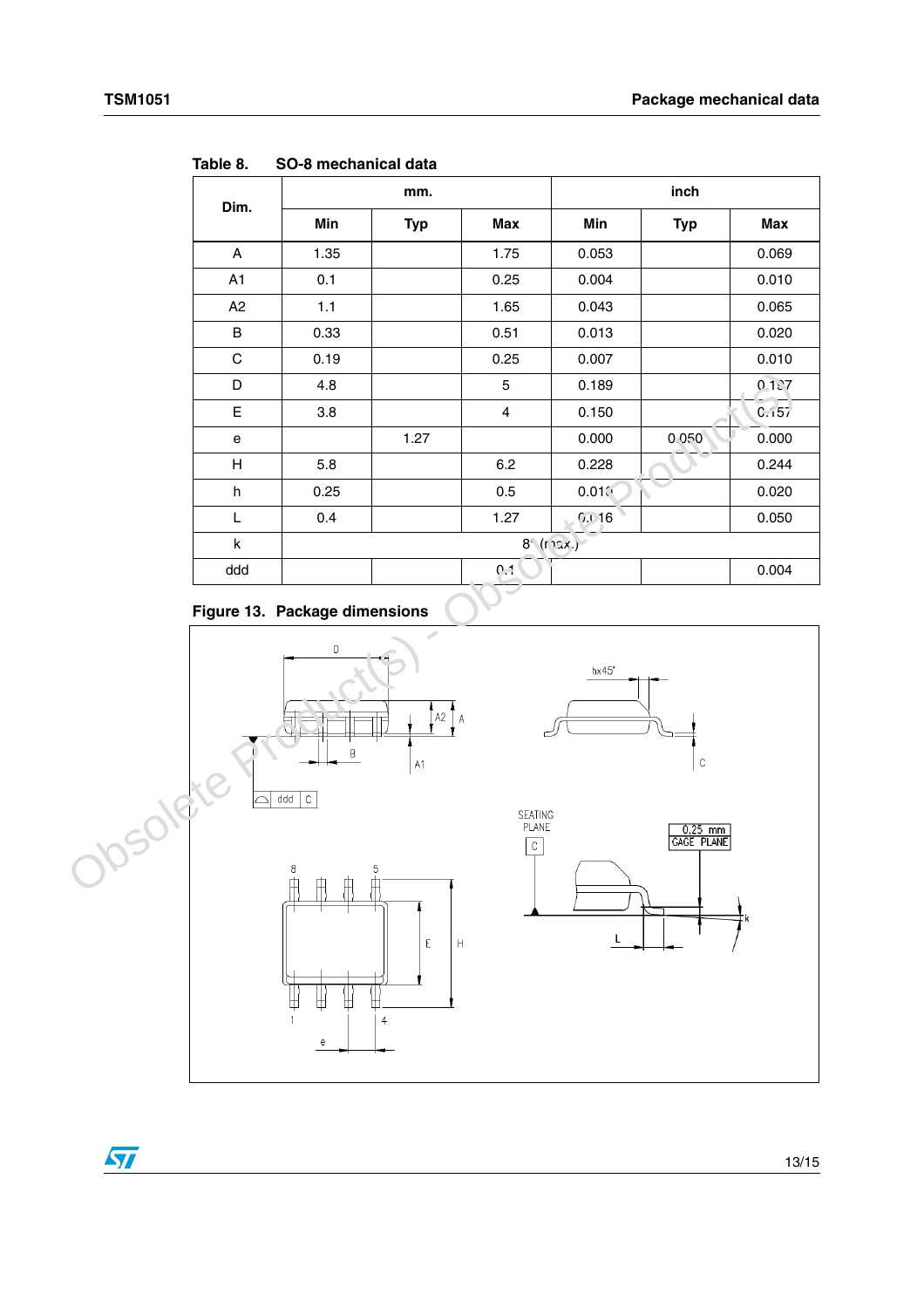Table 8. SO-8 mechanical data

| Dim. | mm. | | | inch | | |
|---|---|---|---|---|---|---|
| | Min | Typ | Max | Min | Typ | Max |
| A | 1.35 | | 1.75 | 0.053 | | 0.069 |
| A1 | 0.1 | | 0.25 | 0.004 | | 0.010 |
| A2 | 1.1 | | 1.65 | 0.043 | | 0.065 |
| B | 0.33 | | 0.51 | 0.013 | | 0.020 |
| C | 0.19 | | 0.25 | 0.007 | | 0.010 |
| D | 4.8 | | 5 | 0.189 | | 0.197 |
| E | 3.8 | | 4 | 0.150 | | 0.157 |
| e | | 1.27 | | 0.000 | 0.050 | 0.000 |
| H | 5.8 | | 6.2 | 0.228 | | 0.244 |
| h | 0.25 | | 0.5 | 0.010 | | 0.020 |
| L | 0.4 | | 1.27 | 0.016 | | 0.050 |
| k | 8° (max.) | | | | | |
| ddd | | | 0.1 | | | 0.004 |

Figure 13. Package dimensions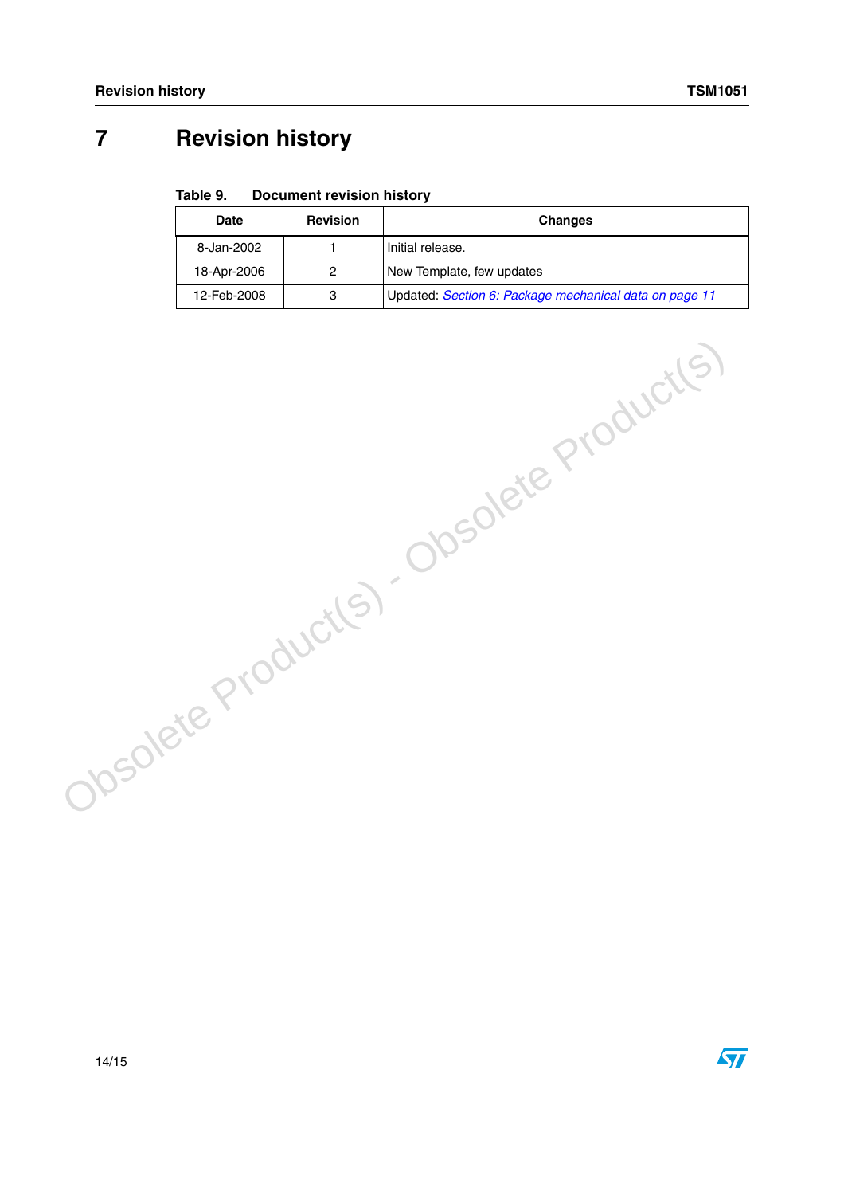# 7 Revision history

**Table 9. Document revision history**

| Date | Revision | Changes |
|---|---|---|
| 8-Jan-2002 | 1 | Initial release. |
| 18-Apr-2006 | 2 | New Template, few updates |
| 12-Feb-2008 | 3 | Updated: *Section 6: Package mechanical data on page 11* |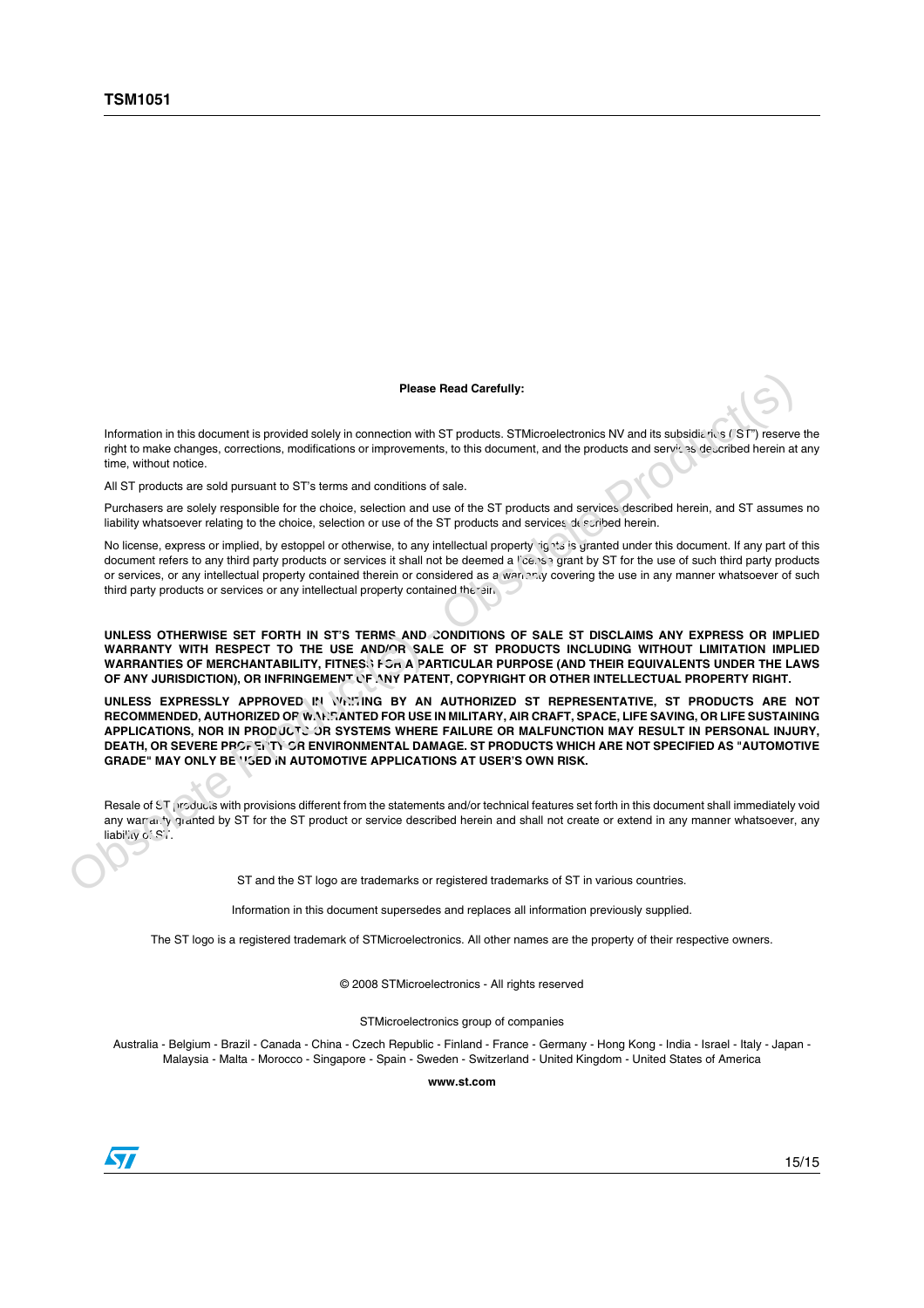**Please Read Carefully:**

Information in this document is provided solely in connection with ST products. STMicroelectronics NV and its subsidiaries ("ST") reserve the right to make changes, corrections, modifications or improvements, to this document, and the products and services described herein at any time, without notice.

All ST products are sold pursuant to ST's terms and conditions of sale.

Purchasers are solely responsible for the choice, selection and use of the ST products and services described herein, and ST assumes no liability whatsoever relating to the choice, selection or use of the ST products and services described herein.

No license, express or implied, by estoppel or otherwise, to any intellectual property rights is granted under this document. If any part of this document refers to any third party products or services it shall not be deemed a license grant by ST for the use of such third party products or services, or any intellectual property contained therein or considered as a warranty covering the use in any manner whatsoever of such third party products or services or any intellectual property contained therein.

**UNLESS OTHERWISE SET FORTH IN ST'S TERMS AND CONDITIONS OF SALE ST DISCLAIMS ANY EXPRESS OR IMPLIED WARRANTY WITH RESPECT TO THE USE AND/OR SALE OF ST PRODUCTS INCLUDING WITHOUT LIMITATION IMPLIED WARRANTIES OF MERCHANTABILITY, FITNESS FOR A PARTICULAR PURPOSE (AND THEIR EQUIVALENTS UNDER THE LAWS OF ANY JURISDICTION), OR INFRINGEMENT OF ANY PATENT, COPYRIGHT OR OTHER INTELLECTUAL PROPERTY RIGHT.**

**UNLESS EXPRESSLY APPROVED IN WRITING BY AN AUTHORIZED ST REPRESENTATIVE, ST PRODUCTS ARE NOT RECOMMENDED, AUTHORIZED OR WARRANTED FOR USE IN MILITARY, AIR CRAFT, SPACE, LIFE SAVING, OR LIFE SUSTAINING APPLICATIONS, NOR IN PRODUCTS OR SYSTEMS WHERE FAILURE OR MALFUNCTION MAY RESULT IN PERSONAL INJURY, DEATH, OR SEVERE PROPERTY OR ENVIRONMENTAL DAMAGE. ST PRODUCTS WHICH ARE NOT SPECIFIED AS "AUTOMOTIVE GRADE" MAY ONLY BE USED IN AUTOMOTIVE APPLICATIONS AT USER'S OWN RISK.**

Resale of ST products with provisions different from the statements and/or technical features set forth in this document shall immediately void any warranty granted by ST for the ST product or service described herein and shall not create or extend in any manner whatsoever, any liability of ST.

ST and the ST logo are trademarks or registered trademarks of ST in various countries.

Information in this document supersedes and replaces all information previously supplied.

The ST logo is a registered trademark of STMicroelectronics. All other names are the property of their respective owners.

© 2008 STMicroelectronics - All rights reserved

STMicroelectronics group of companies

Australia - Belgium - Brazil - Canada - China - Czech Republic - Finland - France - Germany - Hong Kong - India - Israel - Italy - Japan - Malaysia - Malta - Morocco - Singapore - Spain - Sweden - Switzerland - United Kingdom - United States of America

**www.st.com**